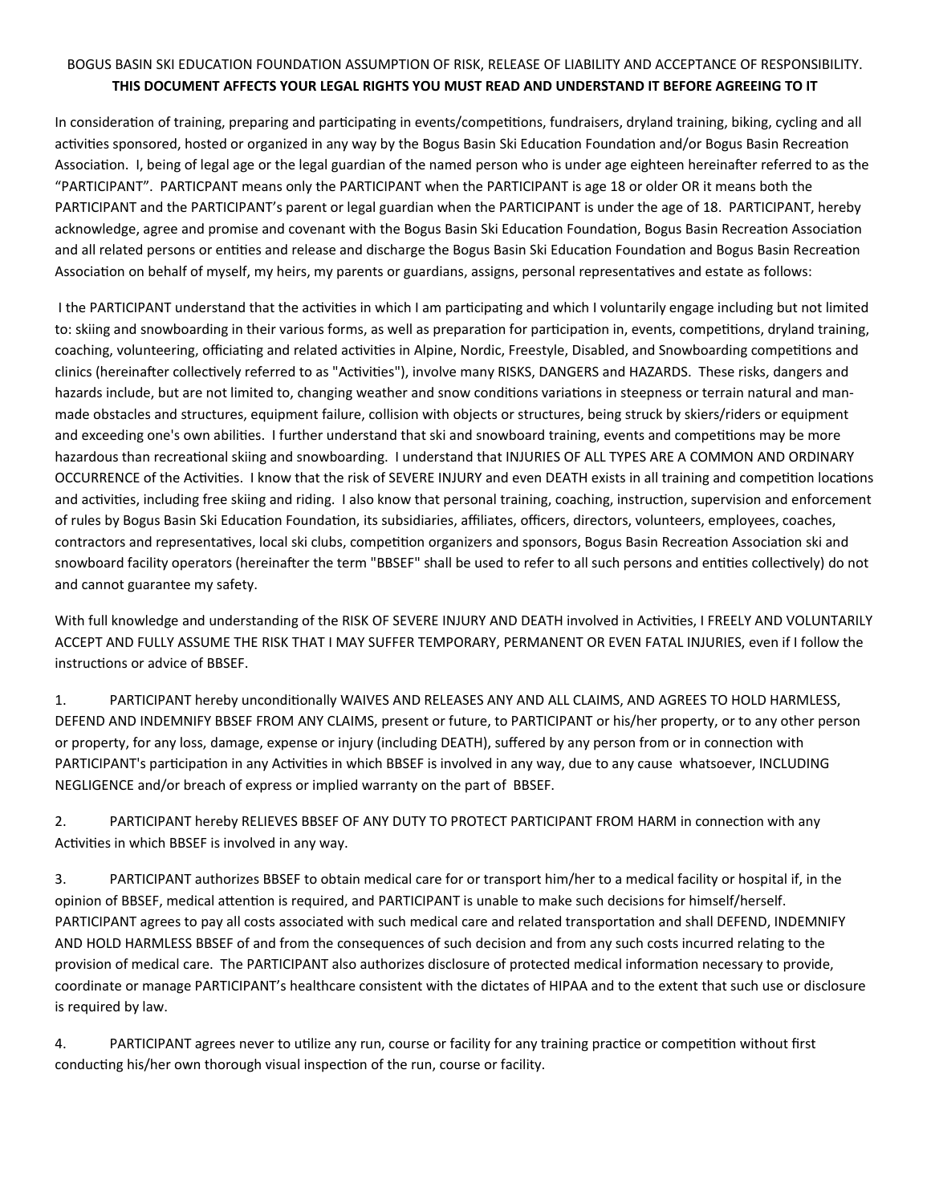BOGUS BASIN SKI EDUCATION FOUNDATION ASSUMPTION OF RISK, RELEASE OF LIABILITY AND ACCEPTANCE OF RESPONSIBILITY.

**THIS DOCUMENT AFFECTS YOUR LEGAL RIGHTS YOU MUST READ AND UNDERSTAND IT BEFORE AGREEING TO IT**

In consideration of training, preparing and participating in events/competitions, fundraisers, dryland training, biking, cycling and all activities sponsored, hosted or organized in any way by the Bogus Basin Ski Education Foundation and/or Bogus Basin Recreation Association. I, being of legal age or the legal guardian of the named person who is under age eighteen hereinafter referred to as the "PARTICIPANT". PARTICPANT means only the PARTICIPANT when the PARTICIPANT is age 18 or older OR it means both the PARTICIPANT and the PARTICIPANT's parent or legal guardian when the PARTICIPANT is under the age of 18. PARTICIPANT, hereby acknowledge, agree and promise and covenant with the Bogus Basin Ski Education Foundation, Bogus Basin Recreation Association and all related persons or entities and release and discharge the Bogus Basin Ski Education Foundation and Bogus Basin Recreation Association on behalf of myself, my heirs, my parents or guardians, assigns, personal representatives and estate as follows:

I the PARTICIPANT understand that the activities in which I am participating and which I voluntarily engage including but not limited to: skiing and snowboarding in their various forms, as well as preparation for participation in, events, competitions, dryland training, coaching, volunteering, officiating and related activities in Alpine, Nordic, Freestyle, Disabled, and Snowboarding competitions and clinics (hereinafter collectively referred to as "Activities"), involve many RISKS, DANGERS and HAZARDS. These risks, dangers and hazards include, but are not limited to, changing weather and snow conditions variations in steepness or terrain natural and man-made obstacles and structures, equipment failure, collision with objects or structures, being struck by skiers/riders or equipment and exceeding one's own abilities. I further understand that ski and snowboard training, events and competitions may be more hazardous than recreational skiing and snowboarding. I understand that INJURIES OF ALL TYPES ARE A COMMON AND ORDINARY OCCURRENCE of the Activities. I know that the risk of SEVERE INJURY and even DEATH exists in all training and competition locations and activities, including free skiing and riding. I also know that personal training, coaching, instruction, supervision and enforcement of rules by Bogus Basin Ski Education Foundation, its subsidiaries, affiliates, officers, directors, volunteers, employees, coaches, contractors and representatives, local ski clubs, competition organizers and sponsors, Bogus Basin Recreation Association ski and snowboard facility operators (hereinafter the term "BBSEF" shall be used to refer to all such persons and entities collectively) do not and cannot guarantee my safety.

With full knowledge and understanding of the RISK OF SEVERE INJURY AND DEATH involved in Activities, I FREELY AND VOLUNTARILY ACCEPT AND FULLY ASSUME THE RISK THAT I MAY SUFFER TEMPORARY, PERMANENT OR EVEN FATAL INJURIES, even if I follow the instructions or advice of BBSEF.

1. PARTICIPANT hereby unconditionally WAIVES AND RELEASES ANY AND ALL CLAIMS, AND AGREES TO HOLD HARMLESS, DEFEND AND INDEMNIFY BBSEF FROM ANY CLAIMS, present or future, to PARTICIPANT or his/her property, or to any other person or property, for any loss, damage, expense or injury (including DEATH), suffered by any person from or in connection with PARTICIPANT's participation in any Activities in which BBSEF is involved in any way, due to any cause whatsoever, INCLUDING NEGLIGENCE and/or breach of express or implied warranty on the part of BBSEF.

2. PARTICIPANT hereby RELIEVES BBSEF OF ANY DUTY TO PROTECT PARTICIPANT FROM HARM in connection with any Activities in which BBSEF is involved in any way.

3. PARTICIPANT authorizes BBSEF to obtain medical care for or transport him/her to a medical facility or hospital if, in the opinion of BBSEF, medical attention is required, and PARTICIPANT is unable to make such decisions for himself/herself. PARTICIPANT agrees to pay all costs associated with such medical care and related transportation and shall DEFEND, INDEMNIFY AND HOLD HARMLESS BBSEF of and from the consequences of such decision and from any such costs incurred relating to the provision of medical care. The PARTICIPANT also authorizes disclosure of protected medical information necessary to provide, coordinate or manage PARTICIPANT's healthcare consistent with the dictates of HIPAA and to the extent that such use or disclosure is required by law.

4. PARTICIPANT agrees never to utilize any run, course or facility for any training practice or competition without first conducting his/her own thorough visual inspection of the run, course or facility.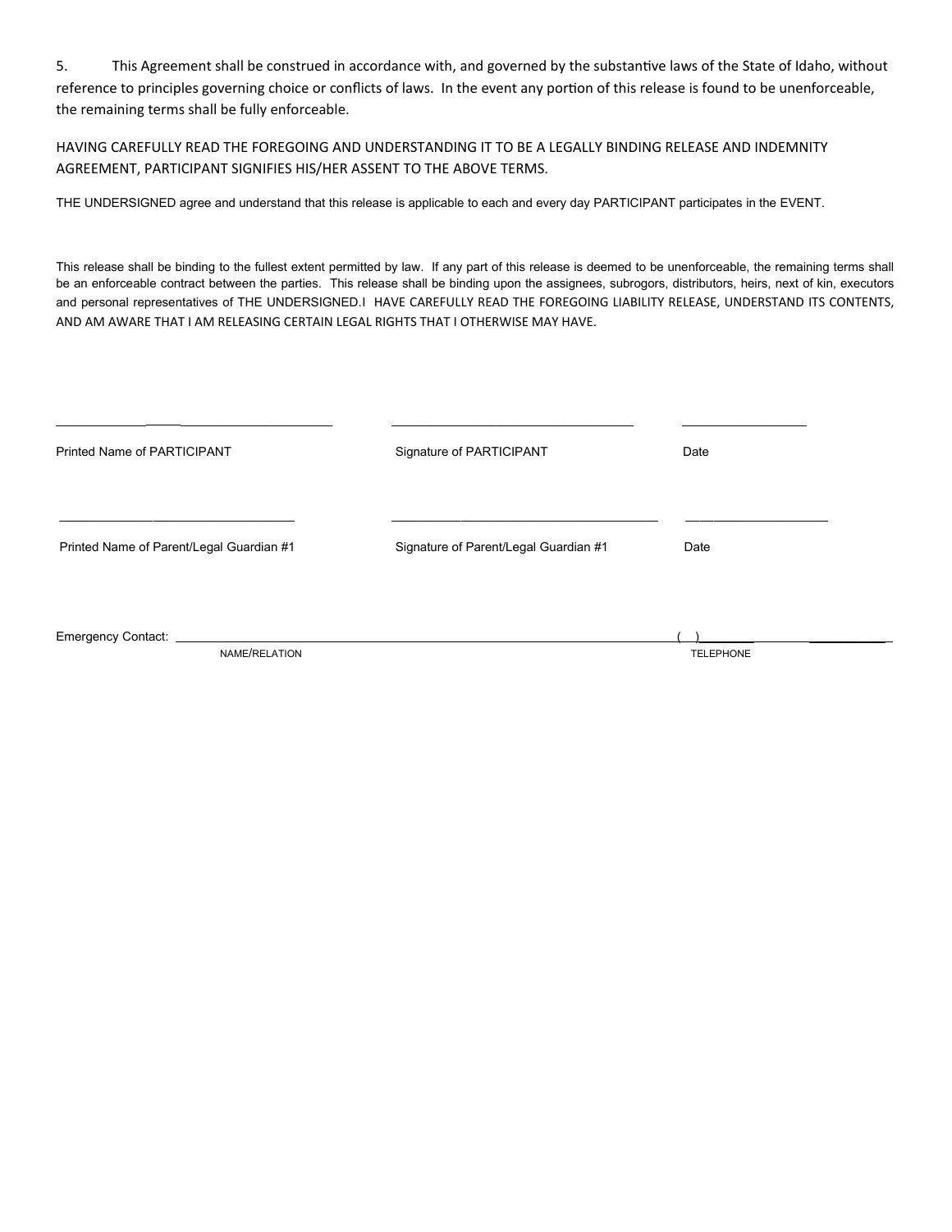5. This Agreement shall be construed in accordance with, and governed by the substantive laws of the State of Idaho, without reference to principles governing choice or conflicts of laws. In the event any portion of this release is found to be unenforceable, the remaining terms shall be fully enforceable.

HAVING CAREFULLY READ THE FOREGOING AND UNDERSTANDING IT TO BE A LEGALLY BINDING RELEASE AND INDEMNITY AGREEMENT, PARTICIPANT SIGNIFIES HIS/HER ASSENT TO THE ABOVE TERMS.

THE UNDERSIGNED agree and understand that this release is applicable to each and every day PARTICIPANT participates in the EVENT.

This release shall be binding to the fullest extent permitted by law. If any part of this release is deemed to be unenforceable, the remaining terms shall be an enforceable contract between the parties. This release shall be binding upon the assignees, subrogors, distributors, heirs, next of kin, executors and personal representatives of THE UNDERSIGNED.I HAVE CAREFULLY READ THE FOREGOING LIABILITY RELEASE, UNDERSTAND ITS CONTENTS, AND AM AWARE THAT I AM RELEASING CERTAIN LEGAL RIGHTS THAT I OTHERWISE MAY HAVE.

______________________________ ______________________________ ______________

Printed Name of PARTICIPANT Signature of PARTICIPANT Date

______________________________ ______________________________ ______________

Printed Name of Parent/Legal Guardian #1 Signature of Parent/Legal Guardian #1 Date

Emergency Contact: ____________________________________________________________ ( )________ ____________

NAME/RELATION TELEPHONE